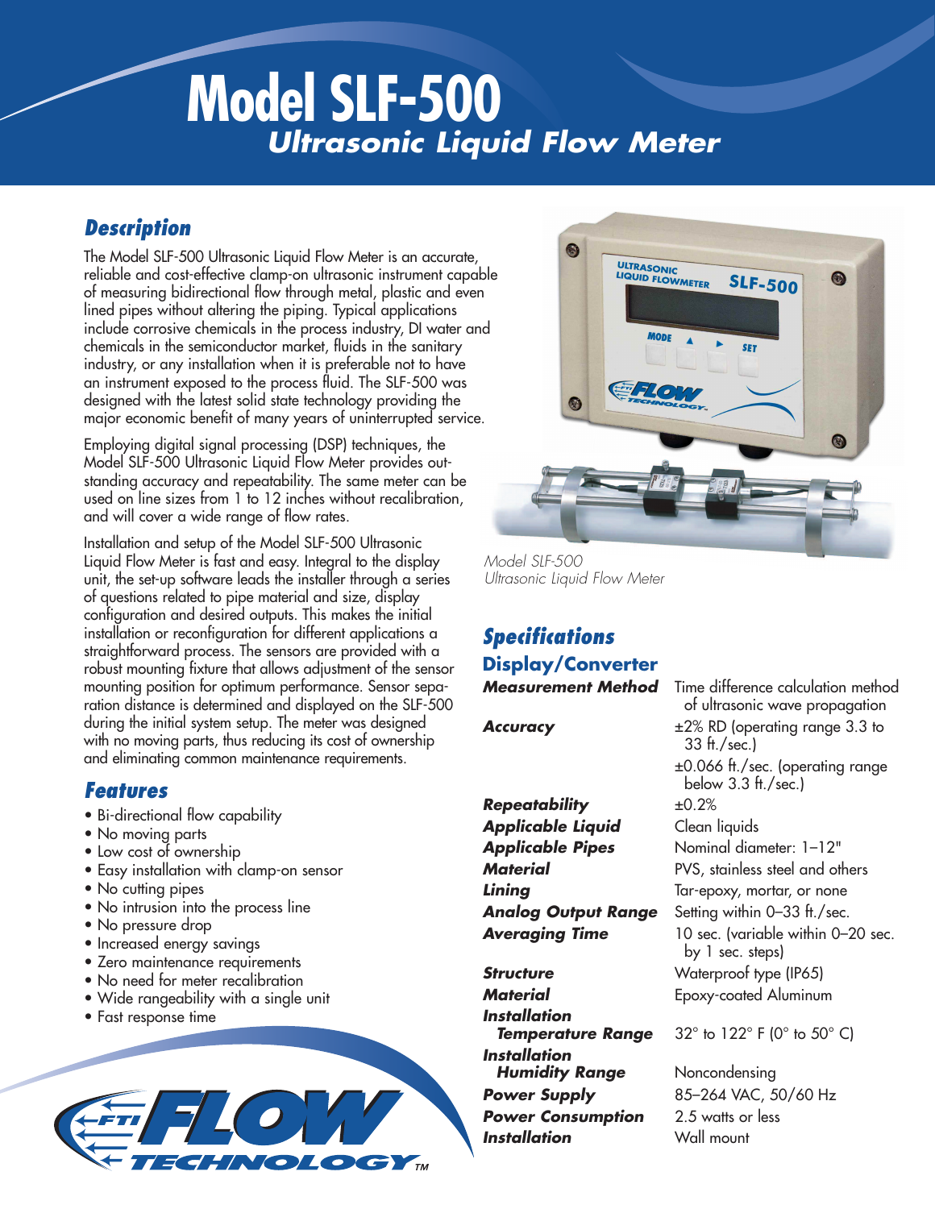# Model SLF-500

## *Ultrasonic Liquid Flow Meter*

## *Description*

The Model SLF-500 Ultrasonic Liquid Flow Meter is an accurate, reliable and cost-effective clamp-on ultrasonic instrument capable of measuring bidirectional flow through metal, plastic and even lined pipes without altering the piping. Typical applications include corrosive chemicals in the process industry, DI water and chemicals in the semiconductor market, fluids in the sanitary industry, or any installation when it is preferable not to have an instrument exposed to the process fluid. The SLF-500 was designed with the latest solid state technology providing the major economic benefit of many years of uninterrupted service.

Employing digital signal processing (DSP) techniques, the Model SLF-500 Ultrasonic Liquid Flow Meter provides outstanding accuracy and repeatability. The same meter can be used on line sizes from 1 to 12 inches without recalibration, and will cover a wide range of flow rates.

Installation and setup of the Model SLF-500 Ultrasonic Liquid Flow Meter is fast and easy. Integral to the display unit, the set-up software leads the installer through a series of questions related to pipe material and size, display configuration and desired outputs. This makes the initial installation or reconfiguration for different applications a straightforward process. The sensors are provided with a robust mounting fixture that allows adjustment of the sensor mounting position for optimum performance. Sensor separation distance is determined and displayed on the SLF-500 during the initial system setup. The meter was designed with no moving parts, thus reducing its cost of ownership and eliminating common maintenance requirements.

## *Features*

- Bi-directional flow capability
- No moving parts
- Low cost of ownership
- Easy installation with clamp-on sensor
- No cutting pipes
- No intrusion into the process line
- No pressure drop
- Increased energy savings
- Zero maintenance requirements
- No need for meter recalibration
- Wide rangeability with a single unit
- Fast response time

*Model SLF-500*
*Ultrasonic Liquid Flow Meter*

## *Specifications*

### Display/Converter

| | |
|---|---|
| ***Measurement Method*** | Time difference calculation method of ultrasonic wave propagation |
| ***Accuracy*** | ±2% RD (operating range 3.3 to 33 ft./sec.)<br>±0.066 ft./sec. (operating range below 3.3 ft./sec.) |
| ***Repeatability*** | ±0.2% |
| ***Applicable Liquid*** | Clean liquids |
| ***Applicable Pipes*** | Nominal diameter: 1–12" |
| ***Material*** | PVS, stainless steel and others |
| ***Lining*** | Tar-epoxy, mortar, or none |
| ***Analog Output Range*** | Setting within 0–33 ft./sec. |
| ***Averaging Time*** | 10 sec. (variable within 0–20 sec. by 1 sec. steps) |
| ***Structure*** | Waterproof type (IP65) |
| ***Material*** | Epoxy-coated Aluminum |
| ***Installation Temperature Range*** | 32° to 122° F (0° to 50° C) |
| ***Installation Humidity Range*** | Noncondensing |
| ***Power Supply*** | 85–264 VAC, 50/60 Hz |
| ***Power Consumption*** | 2.5 watts or less |
| ***Installation*** | Wall mount |

FTI FLOW TECHNOLOGY™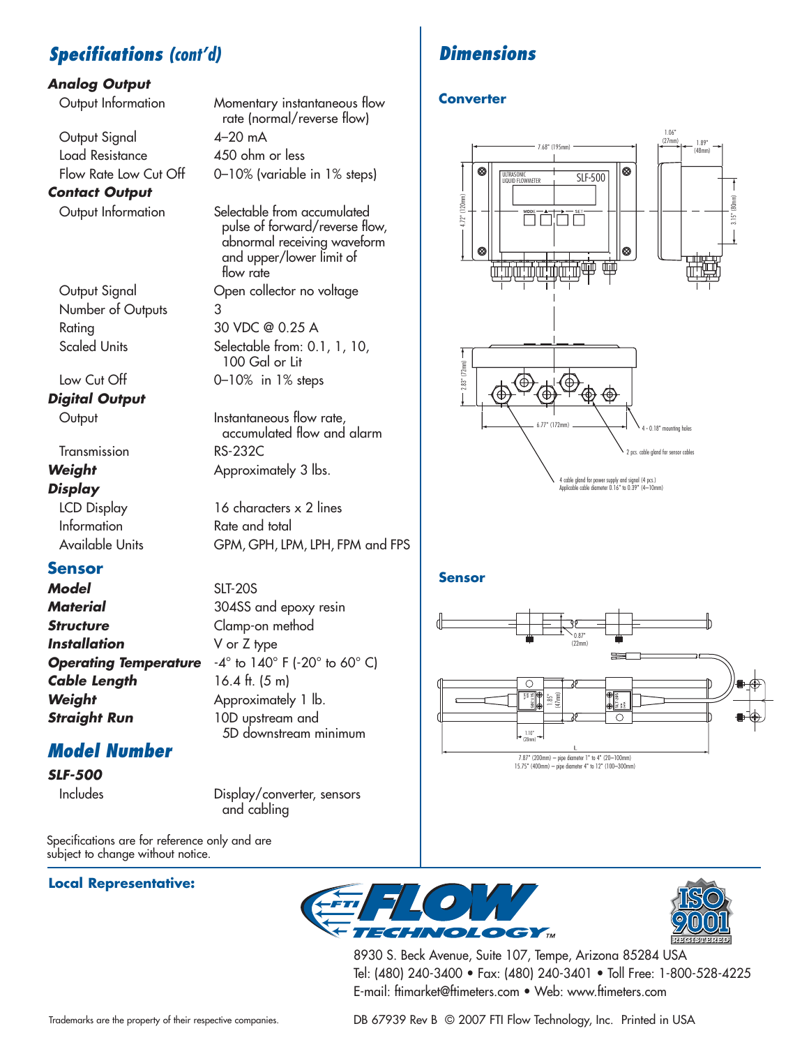## Specifications (cont'd)

### Analog Output

| | |
|---|---|
| Output Information | Momentary instantaneous flow rate (normal/reverse flow) |
| Output Signal | 4–20 mA |
| Load Resistance | 450 ohm or less |
| Flow Rate Low Cut Off | 0–10% (variable in 1% steps) |

### Contact Output

| | |
|---|---|
| Output Information | Selectable from accumulated pulse of forward/reverse flow, abnormal receiving waveform and upper/lower limit of flow rate |
| Output Signal | Open collector no voltage |
| Number of Outputs | 3 |
| Rating | 30 VDC @ 0.25 A |
| Scaled Units | Selectable from: 0.1, 1, 10, 100 Gal or Lit |
| Low Cut Off | 0–10% in 1% steps |

### Digital Output

| | |
|---|---|
| Output | Instantaneous flow rate, accumulated flow and alarm |
| Transmission | RS-232C |

**Weight** Approximately 3 lbs.

### Display

| | |
|---|---|
| LCD Display | 16 characters x 2 lines |
| Information | Rate and total |
| Available Units | GPM, GPH, LPM, LPH, FPM and FPS |

## Sensor

| | |
|---|---|
| **Model** | SLT-20S |
| **Material** | 304SS and epoxy resin |
| **Structure** | Clamp-on method |
| **Installation** | V or Z type |
| **Operating Temperature** | -4° to 140° F (-20° to 60° C) |
| **Cable Length** | 16.4 ft. (5 m) |
| **Weight** | Approximately 1 lb. |
| **Straight Run** | 10D upstream and 5D downstream minimum |

## Model Number

### SLF-500

Includes: Display/converter, sensors and cabling

Specifications are for reference only and are subject to change without notice.

## Dimensions

### Converter

7.68" (195mm)
1.06" (27mm)
1.89" (48mm)
4.72" (120mm)
3.15" (80mm)
ULTRASONIC LIQUID FLOWMETER SLF-500
MODE ▲ ▶ SET
2.83" (72mm)
6.77" (172mm)
4 - 0.18" mounting holes
2 pcs. cable gland for sensor cables
4 cable gland for power supply and signal (4 pcs.)
Applicable cable diameter 0.16" to 0.39" (4–10mm)

### Sensor

0.87" (22mm)
1.85" (47mm)
1.10" (28mm)
L
7.87" (200mm) – pipe diameter 1" to 4" (20–100mm)
15.75" (400mm) – pipe diameter 4" to 12" (100–300mm)

**Local Representative:**

FTI FLOW TECHNOLOGY™

ISO 9001 REGISTERED

8930 S. Beck Avenue, Suite 107, Tempe, Arizona 85284 USA
Tel: (480) 240-3400 • Fax: (480) 240-3401 • Toll Free: 1-800-528-4225
E-mail: ftimarket@ftimeters.com • Web: www.ftimeters.com

Trademarks are the property of their respective companies.

DB 67939 Rev B © 2007 FTI Flow Technology, Inc. Printed in USA